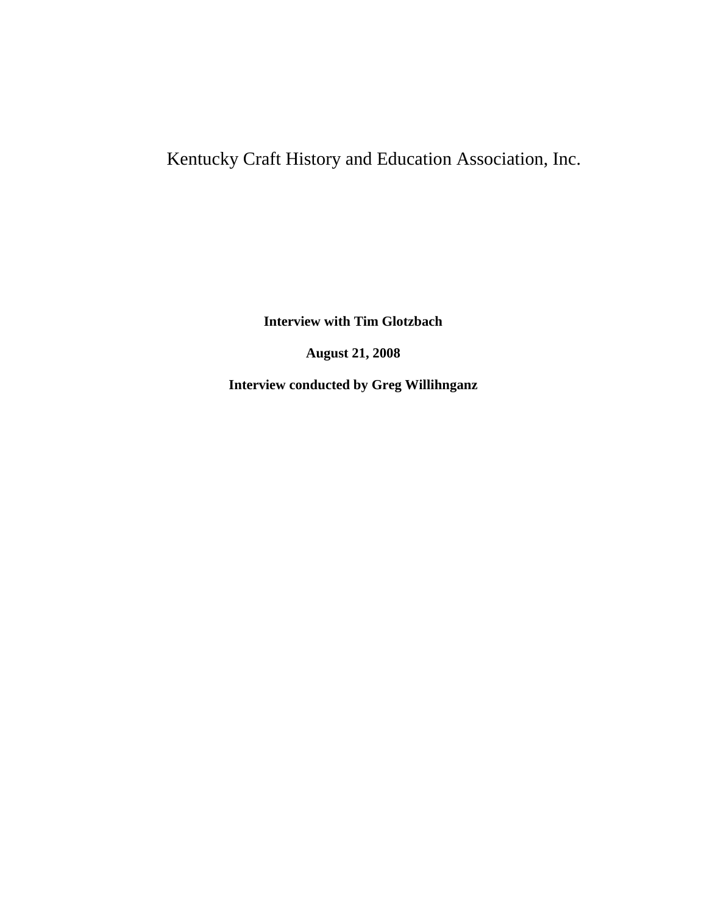# Kentucky Craft History and Education Association, Inc.

**Interview with Tim Glotzbach**

**August 21, 2008**

**Interview conducted by Greg Willihnganz**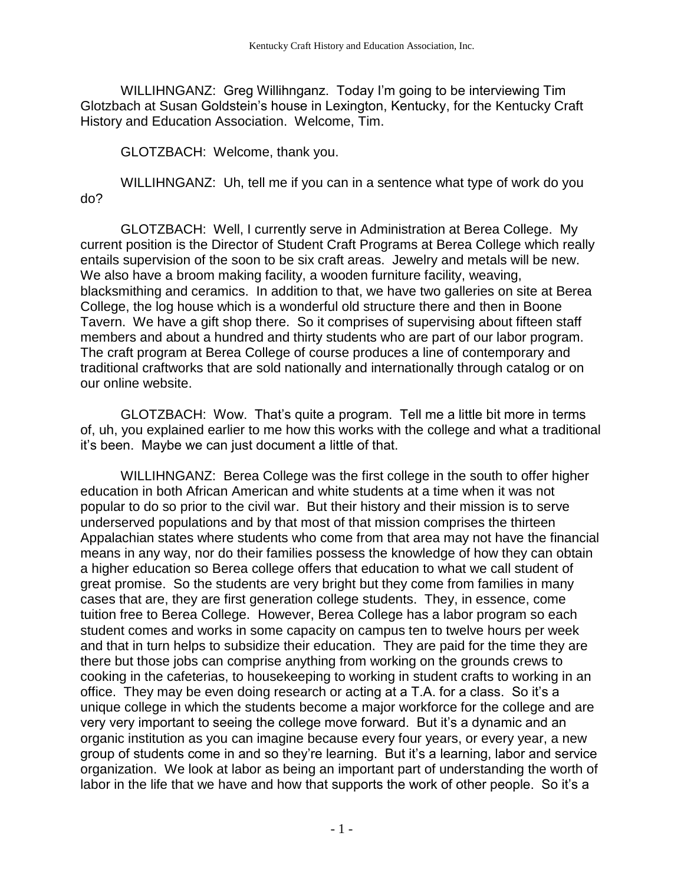WILLIHNGANZ: Greg Willihnganz. Today I'm going to be interviewing Tim Glotzbach at Susan Goldstein's house in Lexington, Kentucky, for the Kentucky Craft History and Education Association. Welcome, Tim.

GLOTZBACH: Welcome, thank you.

WILLIHNGANZ: Uh, tell me if you can in a sentence what type of work do you do?

GLOTZBACH: Well, I currently serve in Administration at Berea College. My current position is the Director of Student Craft Programs at Berea College which really entails supervision of the soon to be six craft areas. Jewelry and metals will be new. We also have a broom making facility, a wooden furniture facility, weaving, blacksmithing and ceramics. In addition to that, we have two galleries on site at Berea College, the log house which is a wonderful old structure there and then in Boone Tavern. We have a gift shop there. So it comprises of supervising about fifteen staff members and about a hundred and thirty students who are part of our labor program. The craft program at Berea College of course produces a line of contemporary and traditional craftworks that are sold nationally and internationally through catalog or on our online website.

GLOTZBACH: Wow. That's quite a program. Tell me a little bit more in terms of, uh, you explained earlier to me how this works with the college and what a traditional it's been. Maybe we can just document a little of that.

WILLIHNGANZ: Berea College was the first college in the south to offer higher education in both African American and white students at a time when it was not popular to do so prior to the civil war. But their history and their mission is to serve underserved populations and by that most of that mission comprises the thirteen Appalachian states where students who come from that area may not have the financial means in any way, nor do their families possess the knowledge of how they can obtain a higher education so Berea college offers that education to what we call student of great promise. So the students are very bright but they come from families in many cases that are, they are first generation college students. They, in essence, come tuition free to Berea College. However, Berea College has a labor program so each student comes and works in some capacity on campus ten to twelve hours per week and that in turn helps to subsidize their education. They are paid for the time they are there but those jobs can comprise anything from working on the grounds crews to cooking in the cafeterias, to housekeeping to working in student crafts to working in an office. They may be even doing research or acting at a T.A. for a class. So it's a unique college in which the students become a major workforce for the college and are very very important to seeing the college move forward. But it's a dynamic and an organic institution as you can imagine because every four years, or every year, a new group of students come in and so they're learning. But it's a learning, labor and service organization. We look at labor as being an important part of understanding the worth of labor in the life that we have and how that supports the work of other people. So it's a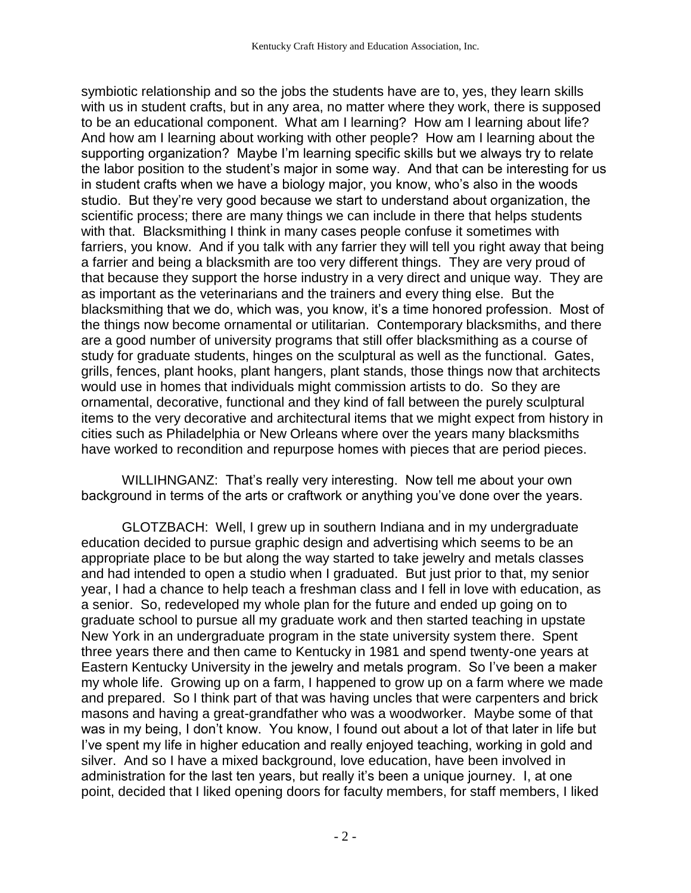symbiotic relationship and so the jobs the students have are to, yes, they learn skills with us in student crafts, but in any area, no matter where they work, there is supposed to be an educational component. What am I learning? How am I learning about life? And how am I learning about working with other people? How am I learning about the supporting organization? Maybe I'm learning specific skills but we always try to relate the labor position to the student's major in some way. And that can be interesting for us in student crafts when we have a biology major, you know, who's also in the woods studio. But they're very good because we start to understand about organization, the scientific process; there are many things we can include in there that helps students with that. Blacksmithing I think in many cases people confuse it sometimes with farriers, you know. And if you talk with any farrier they will tell you right away that being a farrier and being a blacksmith are too very different things. They are very proud of that because they support the horse industry in a very direct and unique way. They are as important as the veterinarians and the trainers and every thing else. But the blacksmithing that we do, which was, you know, it's a time honored profession. Most of the things now become ornamental or utilitarian. Contemporary blacksmiths, and there are a good number of university programs that still offer blacksmithing as a course of study for graduate students, hinges on the sculptural as well as the functional. Gates, grills, fences, plant hooks, plant hangers, plant stands, those things now that architects would use in homes that individuals might commission artists to do. So they are ornamental, decorative, functional and they kind of fall between the purely sculptural items to the very decorative and architectural items that we might expect from history in cities such as Philadelphia or New Orleans where over the years many blacksmiths have worked to recondition and repurpose homes with pieces that are period pieces.

WILLIHNGANZ: That's really very interesting. Now tell me about your own background in terms of the arts or craftwork or anything you've done over the years.

GLOTZBACH: Well, I grew up in southern Indiana and in my undergraduate education decided to pursue graphic design and advertising which seems to be an appropriate place to be but along the way started to take jewelry and metals classes and had intended to open a studio when I graduated. But just prior to that, my senior year, I had a chance to help teach a freshman class and I fell in love with education, as a senior. So, redeveloped my whole plan for the future and ended up going on to graduate school to pursue all my graduate work and then started teaching in upstate New York in an undergraduate program in the state university system there. Spent three years there and then came to Kentucky in 1981 and spend twenty-one years at Eastern Kentucky University in the jewelry and metals program. So I've been a maker my whole life. Growing up on a farm, I happened to grow up on a farm where we made and prepared. So I think part of that was having uncles that were carpenters and brick masons and having a great-grandfather who was a woodworker. Maybe some of that was in my being, I don't know. You know, I found out about a lot of that later in life but I've spent my life in higher education and really enjoyed teaching, working in gold and silver. And so I have a mixed background, love education, have been involved in administration for the last ten years, but really it's been a unique journey. I, at one point, decided that I liked opening doors for faculty members, for staff members, I liked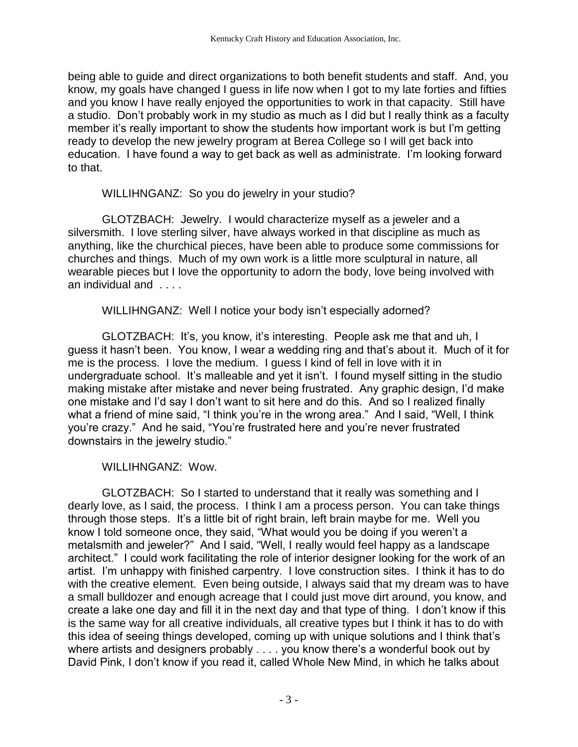being able to guide and direct organizations to both benefit students and staff. And, you know, my goals have changed I guess in life now when I got to my late forties and fifties and you know I have really enjoyed the opportunities to work in that capacity. Still have a studio. Don't probably work in my studio as much as I did but I really think as a faculty member it's really important to show the students how important work is but I'm getting ready to develop the new jewelry program at Berea College so I will get back into education. I have found a way to get back as well as administrate. I'm looking forward to that.

WILLIHNGANZ: So you do jewelry in your studio?

GLOTZBACH: Jewelry. I would characterize myself as a jeweler and a silversmith. I love sterling silver, have always worked in that discipline as much as anything, like the churchical pieces, have been able to produce some commissions for churches and things. Much of my own work is a little more sculptural in nature, all wearable pieces but I love the opportunity to adorn the body, love being involved with an individual and . . . .

WILLIHNGANZ: Well I notice your body isn't especially adorned?

GLOTZBACH: It's, you know, it's interesting. People ask me that and uh, I guess it hasn't been. You know, I wear a wedding ring and that's about it. Much of it for me is the process. I love the medium. I guess I kind of fell in love with it in undergraduate school. It's malleable and yet it isn't. I found myself sitting in the studio making mistake after mistake and never being frustrated. Any graphic design, I'd make one mistake and I'd say I don't want to sit here and do this. And so I realized finally what a friend of mine said, "I think you're in the wrong area." And I said, "Well, I think you're crazy." And he said, "You're frustrated here and you're never frustrated downstairs in the jewelry studio."

WILLIHNGANZ: Wow.

GLOTZBACH: So I started to understand that it really was something and I dearly love, as I said, the process. I think I am a process person. You can take things through those steps. It's a little bit of right brain, left brain maybe for me. Well you know I told someone once, they said, "What would you be doing if you weren't a metalsmith and jeweler?" And I said, "Well, I really would feel happy as a landscape architect." I could work facilitating the role of interior designer looking for the work of an artist. I'm unhappy with finished carpentry. I love construction sites. I think it has to do with the creative element. Even being outside, I always said that my dream was to have a small bulldozer and enough acreage that I could just move dirt around, you know, and create a lake one day and fill it in the next day and that type of thing. I don't know if this is the same way for all creative individuals, all creative types but I think it has to do with this idea of seeing things developed, coming up with unique solutions and I think that's where artists and designers probably . . . . you know there's a wonderful book out by David Pink, I don't know if you read it, called Whole New Mind, in which he talks about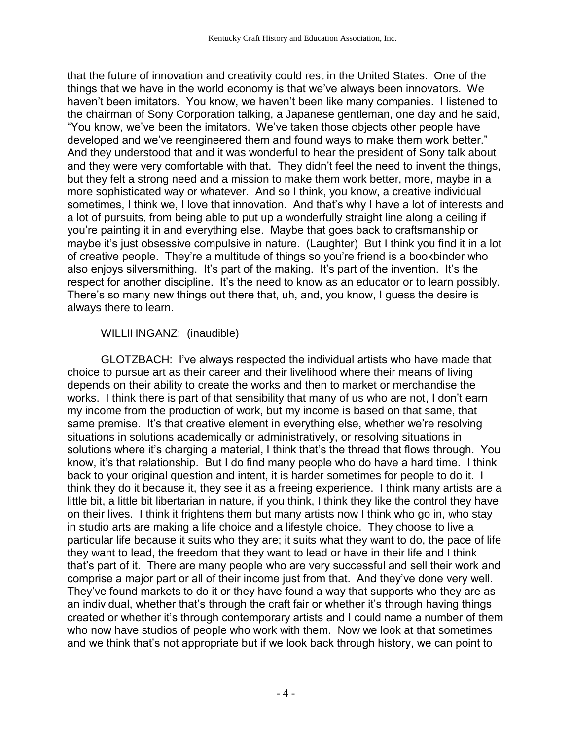that the future of innovation and creativity could rest in the United States. One of the things that we have in the world economy is that we've always been innovators. We haven't been imitators. You know, we haven't been like many companies. I listened to the chairman of Sony Corporation talking, a Japanese gentleman, one day and he said, "You know, we've been the imitators. We've taken those objects other people have developed and we've reengineered them and found ways to make them work better." And they understood that and it was wonderful to hear the president of Sony talk about and they were very comfortable with that. They didn't feel the need to invent the things, but they felt a strong need and a mission to make them work better, more, maybe in a more sophisticated way or whatever. And so I think, you know, a creative individual sometimes, I think we, I love that innovation. And that's why I have a lot of interests and a lot of pursuits, from being able to put up a wonderfully straight line along a ceiling if you're painting it in and everything else. Maybe that goes back to craftsmanship or maybe it's just obsessive compulsive in nature. (Laughter) But I think you find it in a lot of creative people. They're a multitude of things so you're friend is a bookbinder who also enjoys silversmithing. It's part of the making. It's part of the invention. It's the respect for another discipline. It's the need to know as an educator or to learn possibly. There's so many new things out there that, uh, and, you know, I guess the desire is always there to learn.

WILLIHNGANZ: (inaudible)

GLOTZBACH: I've always respected the individual artists who have made that choice to pursue art as their career and their livelihood where their means of living depends on their ability to create the works and then to market or merchandise the works. I think there is part of that sensibility that many of us who are not, I don't earn my income from the production of work, but my income is based on that same, that same premise. It's that creative element in everything else, whether we're resolving situations in solutions academically or administratively, or resolving situations in solutions where it's charging a material, I think that's the thread that flows through. You know, it's that relationship. But I do find many people who do have a hard time. I think back to your original question and intent, it is harder sometimes for people to do it. I think they do it because it, they see it as a freeing experience. I think many artists are a little bit, a little bit libertarian in nature, if you think, I think they like the control they have on their lives. I think it frightens them but many artists now I think who go in, who stay in studio arts are making a life choice and a lifestyle choice. They choose to live a particular life because it suits who they are; it suits what they want to do, the pace of life they want to lead, the freedom that they want to lead or have in their life and I think that's part of it. There are many people who are very successful and sell their work and comprise a major part or all of their income just from that. And they've done very well. They've found markets to do it or they have found a way that supports who they are as an individual, whether that's through the craft fair or whether it's through having things created or whether it's through contemporary artists and I could name a number of them who now have studios of people who work with them. Now we look at that sometimes and we think that's not appropriate but if we look back through history, we can point to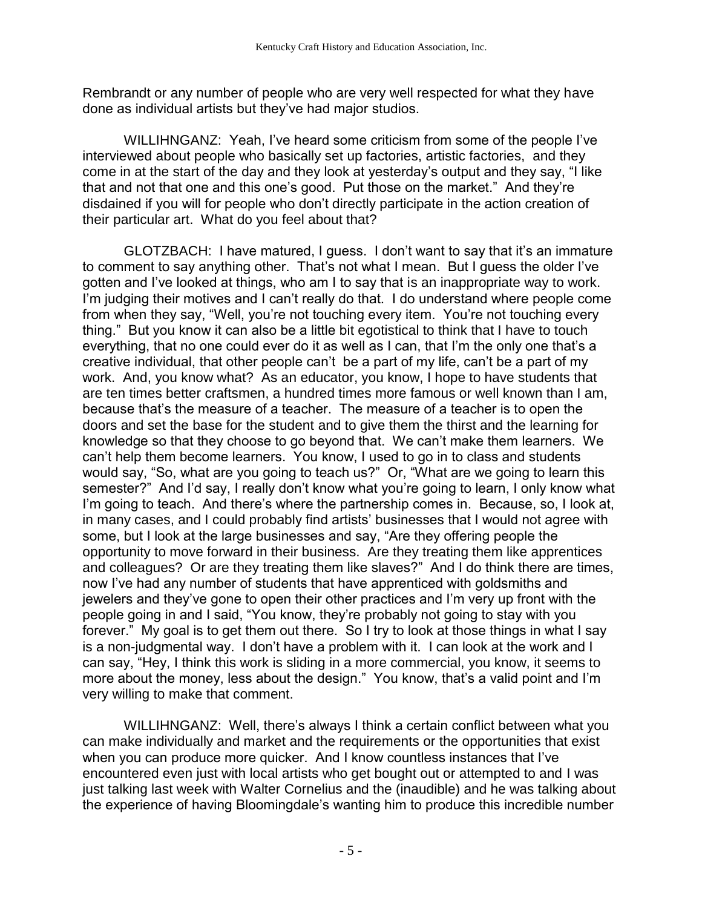Rembrandt or any number of people who are very well respected for what they have done as individual artists but they've had major studios.

WILLIHNGANZ: Yeah, I've heard some criticism from some of the people I've interviewed about people who basically set up factories, artistic factories, and they come in at the start of the day and they look at yesterday's output and they say, "I like that and not that one and this one's good. Put those on the market." And they're disdained if you will for people who don't directly participate in the action creation of their particular art. What do you feel about that?

GLOTZBACH: I have matured, I guess. I don't want to say that it's an immature to comment to say anything other. That's not what I mean. But I guess the older I've gotten and I've looked at things, who am I to say that is an inappropriate way to work. I'm judging their motives and I can't really do that. I do understand where people come from when they say, "Well, you're not touching every item. You're not touching every thing." But you know it can also be a little bit egotistical to think that I have to touch everything, that no one could ever do it as well as I can, that I'm the only one that's a creative individual, that other people can't be a part of my life, can't be a part of my work. And, you know what? As an educator, you know, I hope to have students that are ten times better craftsmen, a hundred times more famous or well known than I am, because that's the measure of a teacher. The measure of a teacher is to open the doors and set the base for the student and to give them the thirst and the learning for knowledge so that they choose to go beyond that. We can't make them learners. We can't help them become learners. You know, I used to go in to class and students would say, "So, what are you going to teach us?" Or, "What are we going to learn this semester?" And I'd say, I really don't know what you're going to learn, I only know what I'm going to teach. And there's where the partnership comes in. Because, so, I look at, in many cases, and I could probably find artists' businesses that I would not agree with some, but I look at the large businesses and say, "Are they offering people the opportunity to move forward in their business. Are they treating them like apprentices and colleagues? Or are they treating them like slaves?" And I do think there are times, now I've had any number of students that have apprenticed with goldsmiths and jewelers and they've gone to open their other practices and I'm very up front with the people going in and I said, "You know, they're probably not going to stay with you forever." My goal is to get them out there. So I try to look at those things in what I say is a non-judgmental way. I don't have a problem with it. I can look at the work and I can say, "Hey, I think this work is sliding in a more commercial, you know, it seems to more about the money, less about the design." You know, that's a valid point and I'm very willing to make that comment.

WILLIHNGANZ: Well, there's always I think a certain conflict between what you can make individually and market and the requirements or the opportunities that exist when you can produce more quicker. And I know countless instances that I've encountered even just with local artists who get bought out or attempted to and I was just talking last week with Walter Cornelius and the (inaudible) and he was talking about the experience of having Bloomingdale's wanting him to produce this incredible number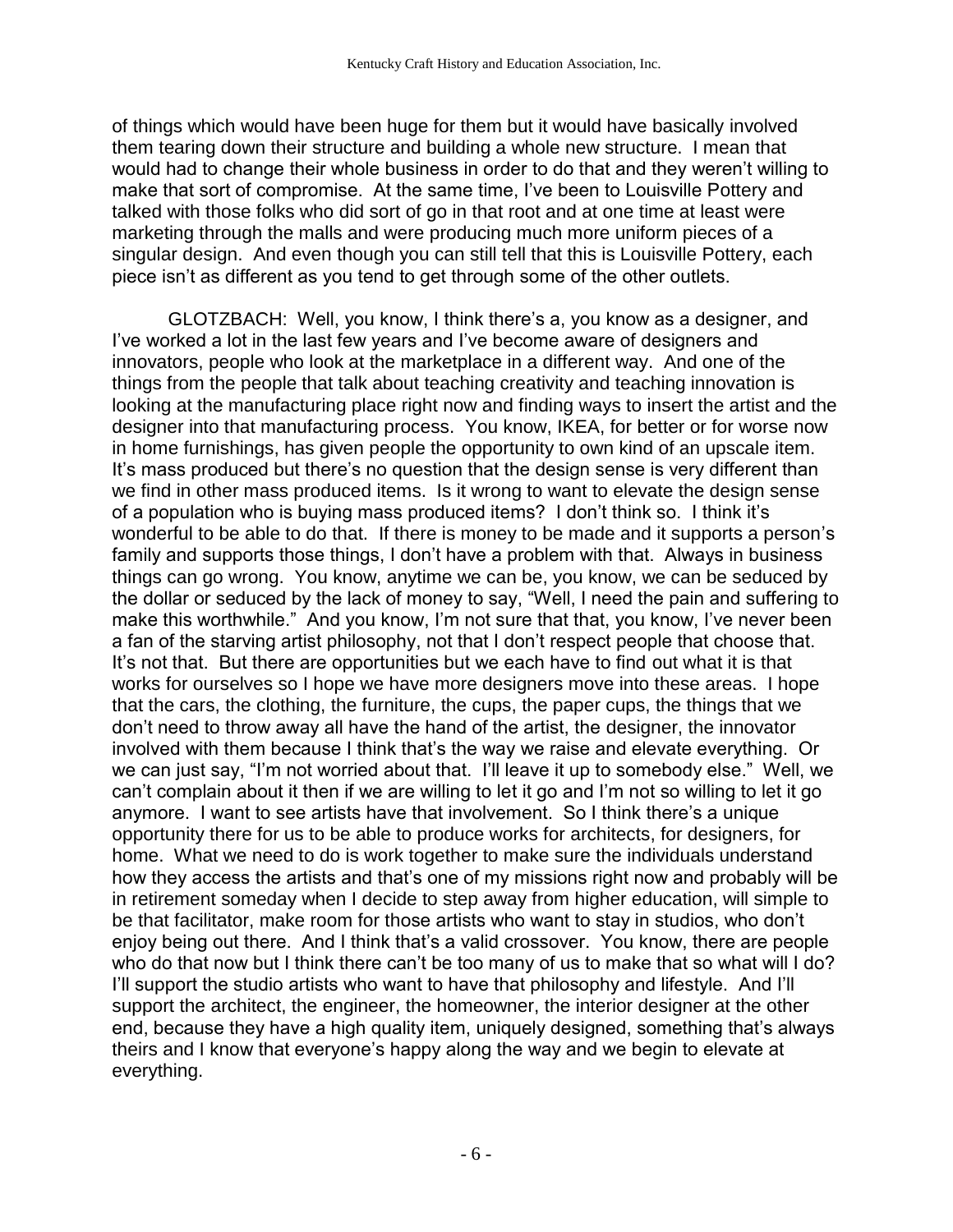of things which would have been huge for them but it would have basically involved them tearing down their structure and building a whole new structure. I mean that would had to change their whole business in order to do that and they weren't willing to make that sort of compromise. At the same time, I've been to Louisville Pottery and talked with those folks who did sort of go in that root and at one time at least were marketing through the malls and were producing much more uniform pieces of a singular design. And even though you can still tell that this is Louisville Pottery, each piece isn't as different as you tend to get through some of the other outlets.

GLOTZBACH: Well, you know, I think there's a, you know as a designer, and I've worked a lot in the last few years and I've become aware of designers and innovators, people who look at the marketplace in a different way. And one of the things from the people that talk about teaching creativity and teaching innovation is looking at the manufacturing place right now and finding ways to insert the artist and the designer into that manufacturing process. You know, IKEA, for better or for worse now in home furnishings, has given people the opportunity to own kind of an upscale item. It's mass produced but there's no question that the design sense is very different than we find in other mass produced items. Is it wrong to want to elevate the design sense of a population who is buying mass produced items? I don't think so. I think it's wonderful to be able to do that. If there is money to be made and it supports a person's family and supports those things, I don't have a problem with that. Always in business things can go wrong. You know, anytime we can be, you know, we can be seduced by the dollar or seduced by the lack of money to say, "Well, I need the pain and suffering to make this worthwhile." And you know, I'm not sure that that, you know, I've never been a fan of the starving artist philosophy, not that I don't respect people that choose that. It's not that. But there are opportunities but we each have to find out what it is that works for ourselves so I hope we have more designers move into these areas. I hope that the cars, the clothing, the furniture, the cups, the paper cups, the things that we don't need to throw away all have the hand of the artist, the designer, the innovator involved with them because I think that's the way we raise and elevate everything. Or we can just say, "I'm not worried about that. I'll leave it up to somebody else." Well, we can't complain about it then if we are willing to let it go and I'm not so willing to let it go anymore. I want to see artists have that involvement. So I think there's a unique opportunity there for us to be able to produce works for architects, for designers, for home. What we need to do is work together to make sure the individuals understand how they access the artists and that's one of my missions right now and probably will be in retirement someday when I decide to step away from higher education, will simple to be that facilitator, make room for those artists who want to stay in studios, who don't enjoy being out there. And I think that's a valid crossover. You know, there are people who do that now but I think there can't be too many of us to make that so what will I do? I'll support the studio artists who want to have that philosophy and lifestyle. And I'll support the architect, the engineer, the homeowner, the interior designer at the other end, because they have a high quality item, uniquely designed, something that's always theirs and I know that everyone's happy along the way and we begin to elevate at everything.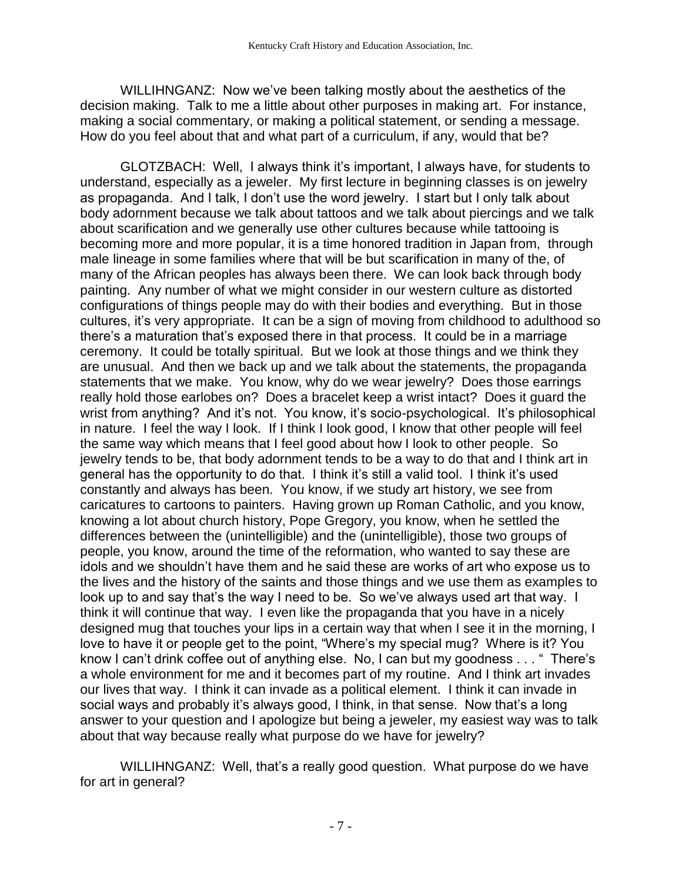WILLIHNGANZ: Now we've been talking mostly about the aesthetics of the decision making. Talk to me a little about other purposes in making art. For instance, making a social commentary, or making a political statement, or sending a message. How do you feel about that and what part of a curriculum, if any, would that be?

GLOTZBACH: Well, I always think it's important, I always have, for students to understand, especially as a jeweler. My first lecture in beginning classes is on jewelry as propaganda. And I talk, I don't use the word jewelry. I start but I only talk about body adornment because we talk about tattoos and we talk about piercings and we talk about scarification and we generally use other cultures because while tattooing is becoming more and more popular, it is a time honored tradition in Japan from, through male lineage in some families where that will be but scarification in many of the, of many of the African peoples has always been there. We can look back through body painting. Any number of what we might consider in our western culture as distorted configurations of things people may do with their bodies and everything. But in those cultures, it's very appropriate. It can be a sign of moving from childhood to adulthood so there's a maturation that's exposed there in that process. It could be in a marriage ceremony. It could be totally spiritual. But we look at those things and we think they are unusual. And then we back up and we talk about the statements, the propaganda statements that we make. You know, why do we wear jewelry? Does those earrings really hold those earlobes on? Does a bracelet keep a wrist intact? Does it guard the wrist from anything? And it's not. You know, it's socio-psychological. It's philosophical in nature. I feel the way I look. If I think I look good, I know that other people will feel the same way which means that I feel good about how I look to other people. So jewelry tends to be, that body adornment tends to be a way to do that and I think art in general has the opportunity to do that. I think it's still a valid tool. I think it's used constantly and always has been. You know, if we study art history, we see from caricatures to cartoons to painters. Having grown up Roman Catholic, and you know, knowing a lot about church history, Pope Gregory, you know, when he settled the differences between the (unintelligible) and the (unintelligible), those two groups of people, you know, around the time of the reformation, who wanted to say these are idols and we shouldn't have them and he said these are works of art who expose us to the lives and the history of the saints and those things and we use them as examples to look up to and say that's the way I need to be. So we've always used art that way. I think it will continue that way. I even like the propaganda that you have in a nicely designed mug that touches your lips in a certain way that when I see it in the morning, I love to have it or people get to the point, "Where's my special mug? Where is it? You know I can't drink coffee out of anything else. No, I can but my goodness . . . " There's a whole environment for me and it becomes part of my routine. And I think art invades our lives that way. I think it can invade as a political element. I think it can invade in social ways and probably it's always good, I think, in that sense. Now that's a long answer to your question and I apologize but being a jeweler, my easiest way was to talk about that way because really what purpose do we have for jewelry?

WILLIHNGANZ: Well, that's a really good question. What purpose do we have for art in general?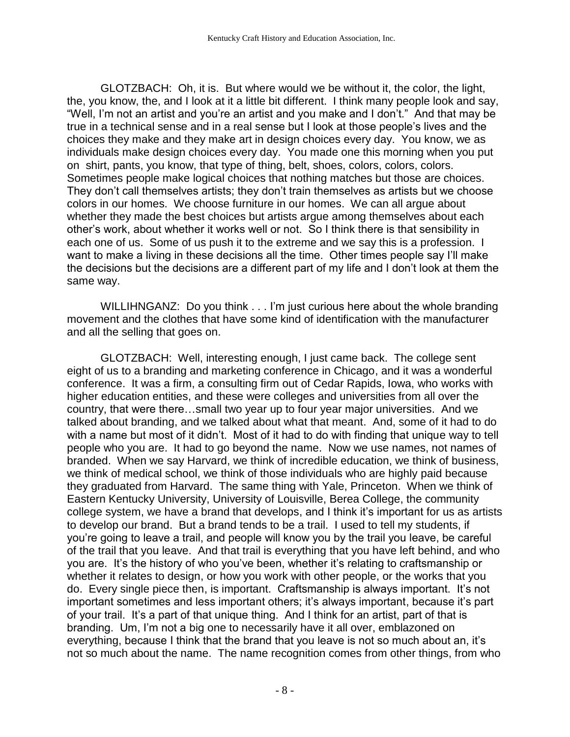GLOTZBACH: Oh, it is. But where would we be without it, the color, the light, the, you know, the, and I look at it a little bit different. I think many people look and say, "Well, I'm not an artist and you're an artist and you make and I don't." And that may be true in a technical sense and in a real sense but I look at those people's lives and the choices they make and they make art in design choices every day. You know, we as individuals make design choices every day. You made one this morning when you put on shirt, pants, you know, that type of thing, belt, shoes, colors, colors, colors. Sometimes people make logical choices that nothing matches but those are choices. They don't call themselves artists; they don't train themselves as artists but we choose colors in our homes. We choose furniture in our homes. We can all argue about whether they made the best choices but artists argue among themselves about each other's work, about whether it works well or not. So I think there is that sensibility in each one of us. Some of us push it to the extreme and we say this is a profession. I want to make a living in these decisions all the time. Other times people say I'll make the decisions but the decisions are a different part of my life and I don't look at them the same way.

WILLIHNGANZ: Do you think . . . I'm just curious here about the whole branding movement and the clothes that have some kind of identification with the manufacturer and all the selling that goes on.

GLOTZBACH: Well, interesting enough, I just came back. The college sent eight of us to a branding and marketing conference in Chicago, and it was a wonderful conference. It was a firm, a consulting firm out of Cedar Rapids, Iowa, who works with higher education entities, and these were colleges and universities from all over the country, that were there…small two year up to four year major universities. And we talked about branding, and we talked about what that meant. And, some of it had to do with a name but most of it didn't. Most of it had to do with finding that unique way to tell people who you are. It had to go beyond the name. Now we use names, not names of branded. When we say Harvard, we think of incredible education, we think of business, we think of medical school, we think of those individuals who are highly paid because they graduated from Harvard. The same thing with Yale, Princeton. When we think of Eastern Kentucky University, University of Louisville, Berea College, the community college system, we have a brand that develops, and I think it's important for us as artists to develop our brand. But a brand tends to be a trail. I used to tell my students, if you're going to leave a trail, and people will know you by the trail you leave, be careful of the trail that you leave. And that trail is everything that you have left behind, and who you are. It's the history of who you've been, whether it's relating to craftsmanship or whether it relates to design, or how you work with other people, or the works that you do. Every single piece then, is important. Craftsmanship is always important. It's not important sometimes and less important others; it's always important, because it's part of your trail. It's a part of that unique thing. And I think for an artist, part of that is branding. Um, I'm not a big one to necessarily have it all over, emblazoned on everything, because I think that the brand that you leave is not so much about an, it's not so much about the name. The name recognition comes from other things, from who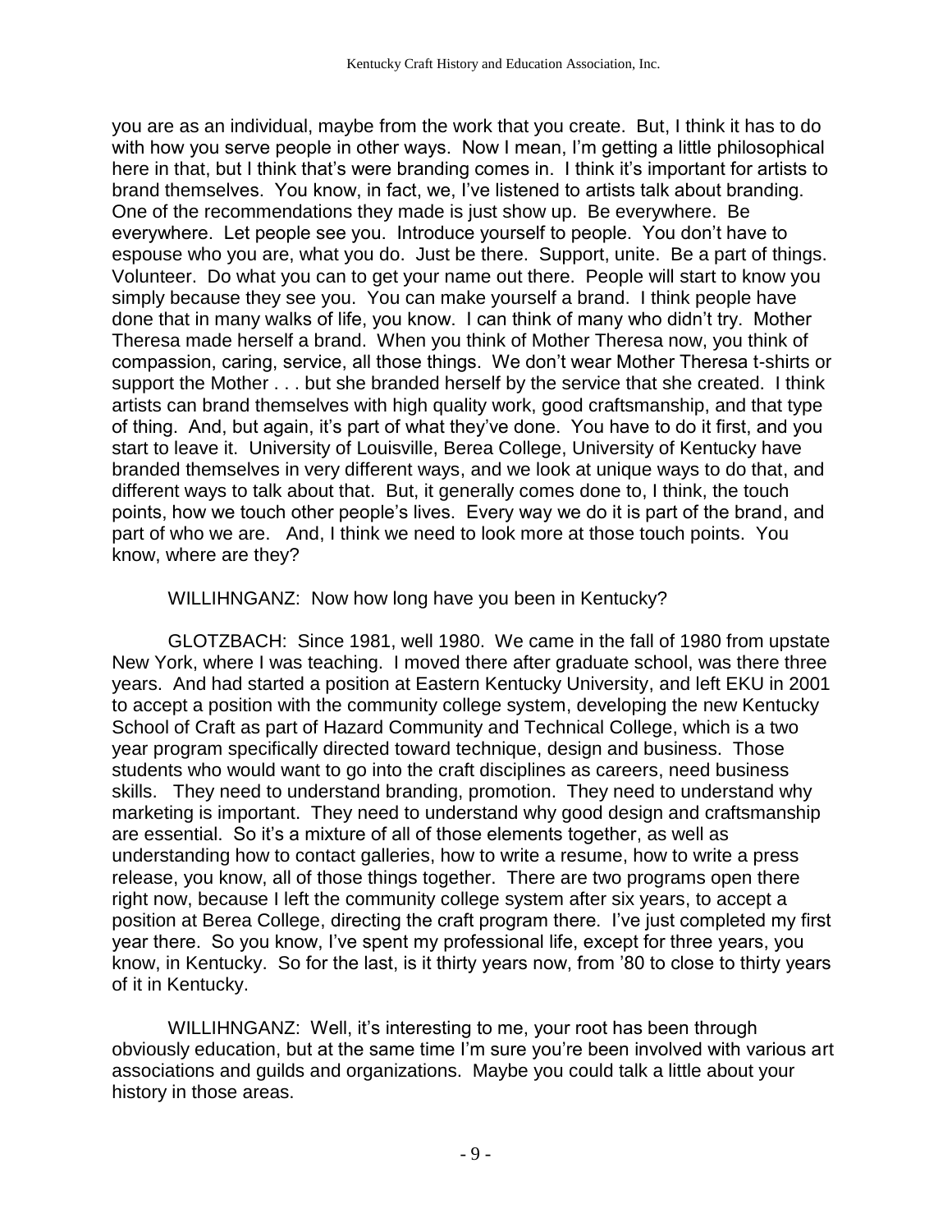you are as an individual, maybe from the work that you create. But, I think it has to do with how you serve people in other ways. Now I mean, I'm getting a little philosophical here in that, but I think that's were branding comes in. I think it's important for artists to brand themselves. You know, in fact, we, I've listened to artists talk about branding. One of the recommendations they made is just show up. Be everywhere. Be everywhere. Let people see you. Introduce yourself to people. You don't have to espouse who you are, what you do. Just be there. Support, unite. Be a part of things. Volunteer. Do what you can to get your name out there. People will start to know you simply because they see you. You can make yourself a brand. I think people have done that in many walks of life, you know. I can think of many who didn't try. Mother Theresa made herself a brand. When you think of Mother Theresa now, you think of compassion, caring, service, all those things. We don't wear Mother Theresa t-shirts or support the Mother . . . but she branded herself by the service that she created. I think artists can brand themselves with high quality work, good craftsmanship, and that type of thing. And, but again, it's part of what they've done. You have to do it first, and you start to leave it. University of Louisville, Berea College, University of Kentucky have branded themselves in very different ways, and we look at unique ways to do that, and different ways to talk about that. But, it generally comes done to, I think, the touch points, how we touch other people's lives. Every way we do it is part of the brand, and part of who we are. And, I think we need to look more at those touch points. You know, where are they?

WILLIHNGANZ: Now how long have you been in Kentucky?

GLOTZBACH: Since 1981, well 1980. We came in the fall of 1980 from upstate New York, where I was teaching. I moved there after graduate school, was there three years. And had started a position at Eastern Kentucky University, and left EKU in 2001 to accept a position with the community college system, developing the new Kentucky School of Craft as part of Hazard Community and Technical College, which is a two year program specifically directed toward technique, design and business. Those students who would want to go into the craft disciplines as careers, need business skills. They need to understand branding, promotion. They need to understand why marketing is important. They need to understand why good design and craftsmanship are essential. So it's a mixture of all of those elements together, as well as understanding how to contact galleries, how to write a resume, how to write a press release, you know, all of those things together. There are two programs open there right now, because I left the community college system after six years, to accept a position at Berea College, directing the craft program there. I've just completed my first year there. So you know, I've spent my professional life, except for three years, you know, in Kentucky. So for the last, is it thirty years now, from '80 to close to thirty years of it in Kentucky.

WILLIHNGANZ: Well, it's interesting to me, your root has been through obviously education, but at the same time I'm sure you're been involved with various art associations and guilds and organizations. Maybe you could talk a little about your history in those areas.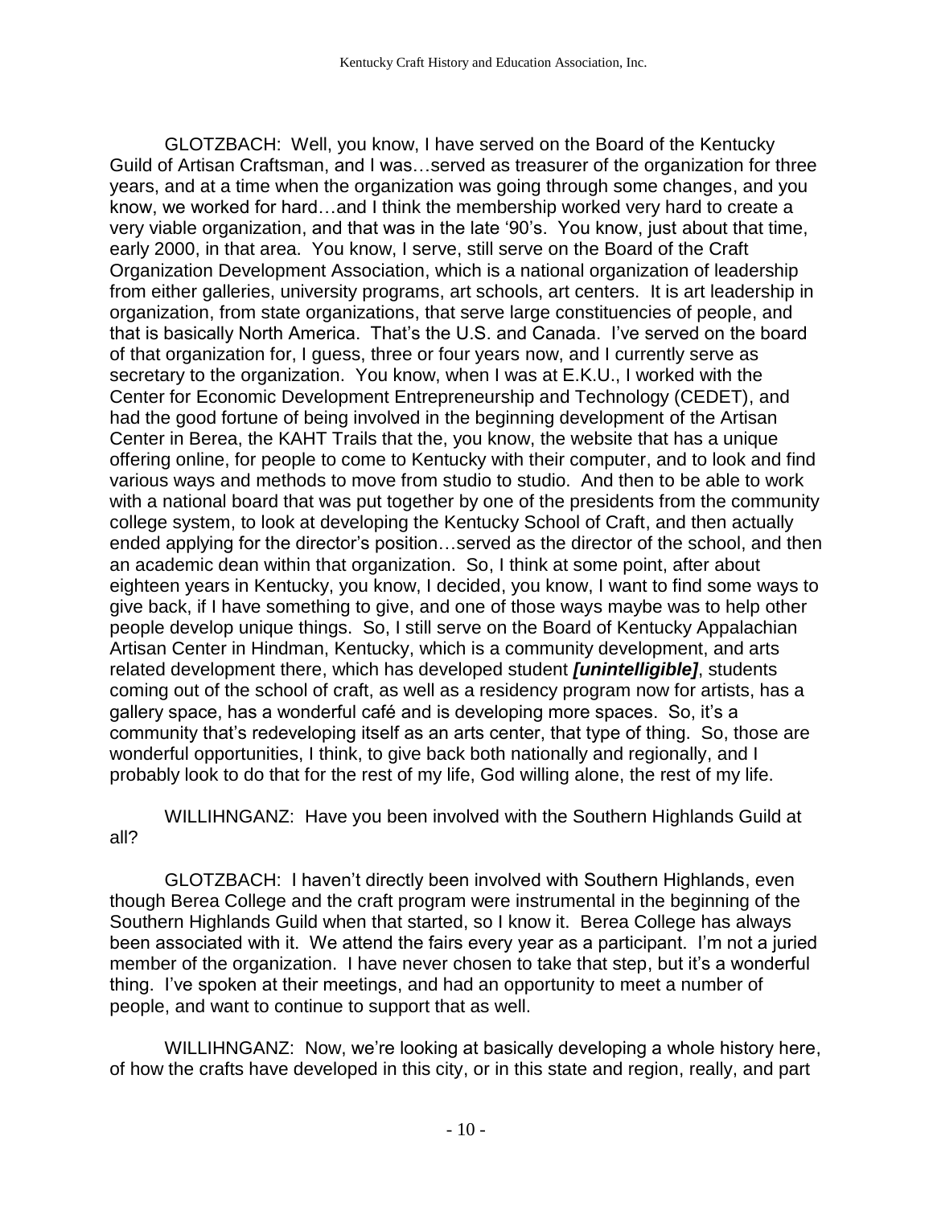GLOTZBACH: Well, you know, I have served on the Board of the Kentucky Guild of Artisan Craftsman, and I was…served as treasurer of the organization for three years, and at a time when the organization was going through some changes, and you know, we worked for hard…and I think the membership worked very hard to create a very viable organization, and that was in the late '90's. You know, just about that time, early 2000, in that area. You know, I serve, still serve on the Board of the Craft Organization Development Association, which is a national organization of leadership from either galleries, university programs, art schools, art centers. It is art leadership in organization, from state organizations, that serve large constituencies of people, and that is basically North America. That's the U.S. and Canada. I've served on the board of that organization for, I guess, three or four years now, and I currently serve as secretary to the organization. You know, when I was at E.K.U., I worked with the Center for Economic Development Entrepreneurship and Technology (CEDET), and had the good fortune of being involved in the beginning development of the Artisan Center in Berea, the KAHT Trails that the, you know, the website that has a unique offering online, for people to come to Kentucky with their computer, and to look and find various ways and methods to move from studio to studio. And then to be able to work with a national board that was put together by one of the presidents from the community college system, to look at developing the Kentucky School of Craft, and then actually ended applying for the director's position…served as the director of the school, and then an academic dean within that organization. So, I think at some point, after about eighteen years in Kentucky, you know, I decided, you know, I want to find some ways to give back, if I have something to give, and one of those ways maybe was to help other people develop unique things. So, I still serve on the Board of Kentucky Appalachian Artisan Center in Hindman, Kentucky, which is a community development, and arts related development there, which has developed student ***[unintelligible]***, students coming out of the school of craft, as well as a residency program now for artists, has a gallery space, has a wonderful café and is developing more spaces. So, it's a community that's redeveloping itself as an arts center, that type of thing. So, those are wonderful opportunities, I think, to give back both nationally and regionally, and I probably look to do that for the rest of my life, God willing alone, the rest of my life.

WILLIHNGANZ: Have you been involved with the Southern Highlands Guild at all?

GLOTZBACH: I haven't directly been involved with Southern Highlands, even though Berea College and the craft program were instrumental in the beginning of the Southern Highlands Guild when that started, so I know it. Berea College has always been associated with it. We attend the fairs every year as a participant. I'm not a juried member of the organization. I have never chosen to take that step, but it's a wonderful thing. I've spoken at their meetings, and had an opportunity to meet a number of people, and want to continue to support that as well.

WILLIHNGANZ: Now, we're looking at basically developing a whole history here, of how the crafts have developed in this city, or in this state and region, really, and part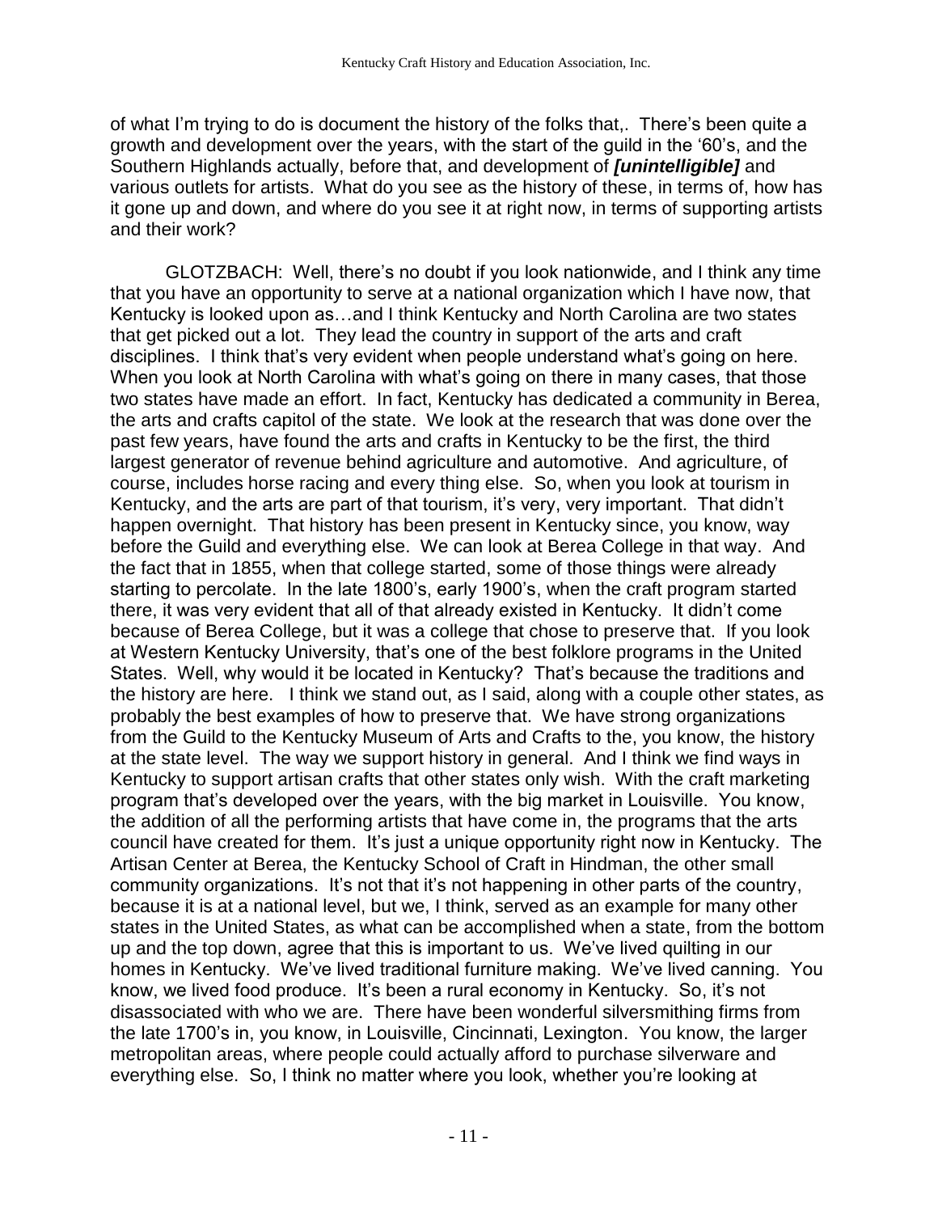of what I'm trying to do is document the history of the folks that,. There's been quite a growth and development over the years, with the start of the guild in the '60's, and the Southern Highlands actually, before that, and development of ***[unintelligible]*** and various outlets for artists. What do you see as the history of these, in terms of, how has it gone up and down, and where do you see it at right now, in terms of supporting artists and their work?

GLOTZBACH: Well, there's no doubt if you look nationwide, and I think any time that you have an opportunity to serve at a national organization which I have now, that Kentucky is looked upon as…and I think Kentucky and North Carolina are two states that get picked out a lot. They lead the country in support of the arts and craft disciplines. I think that's very evident when people understand what's going on here. When you look at North Carolina with what's going on there in many cases, that those two states have made an effort. In fact, Kentucky has dedicated a community in Berea, the arts and crafts capitol of the state. We look at the research that was done over the past few years, have found the arts and crafts in Kentucky to be the first, the third largest generator of revenue behind agriculture and automotive. And agriculture, of course, includes horse racing and every thing else. So, when you look at tourism in Kentucky, and the arts are part of that tourism, it's very, very important. That didn't happen overnight. That history has been present in Kentucky since, you know, way before the Guild and everything else. We can look at Berea College in that way. And the fact that in 1855, when that college started, some of those things were already starting to percolate. In the late 1800's, early 1900's, when the craft program started there, it was very evident that all of that already existed in Kentucky. It didn't come because of Berea College, but it was a college that chose to preserve that. If you look at Western Kentucky University, that's one of the best folklore programs in the United States. Well, why would it be located in Kentucky? That's because the traditions and the history are here. I think we stand out, as I said, along with a couple other states, as probably the best examples of how to preserve that. We have strong organizations from the Guild to the Kentucky Museum of Arts and Crafts to the, you know, the history at the state level. The way we support history in general. And I think we find ways in Kentucky to support artisan crafts that other states only wish. With the craft marketing program that's developed over the years, with the big market in Louisville. You know, the addition of all the performing artists that have come in, the programs that the arts council have created for them. It's just a unique opportunity right now in Kentucky. The Artisan Center at Berea, the Kentucky School of Craft in Hindman, the other small community organizations. It's not that it's not happening in other parts of the country, because it is at a national level, but we, I think, served as an example for many other states in the United States, as what can be accomplished when a state, from the bottom up and the top down, agree that this is important to us. We've lived quilting in our homes in Kentucky. We've lived traditional furniture making. We've lived canning. You know, we lived food produce. It's been a rural economy in Kentucky. So, it's not disassociated with who we are. There have been wonderful silversmithing firms from the late 1700's in, you know, in Louisville, Cincinnati, Lexington. You know, the larger metropolitan areas, where people could actually afford to purchase silverware and everything else. So, I think no matter where you look, whether you're looking at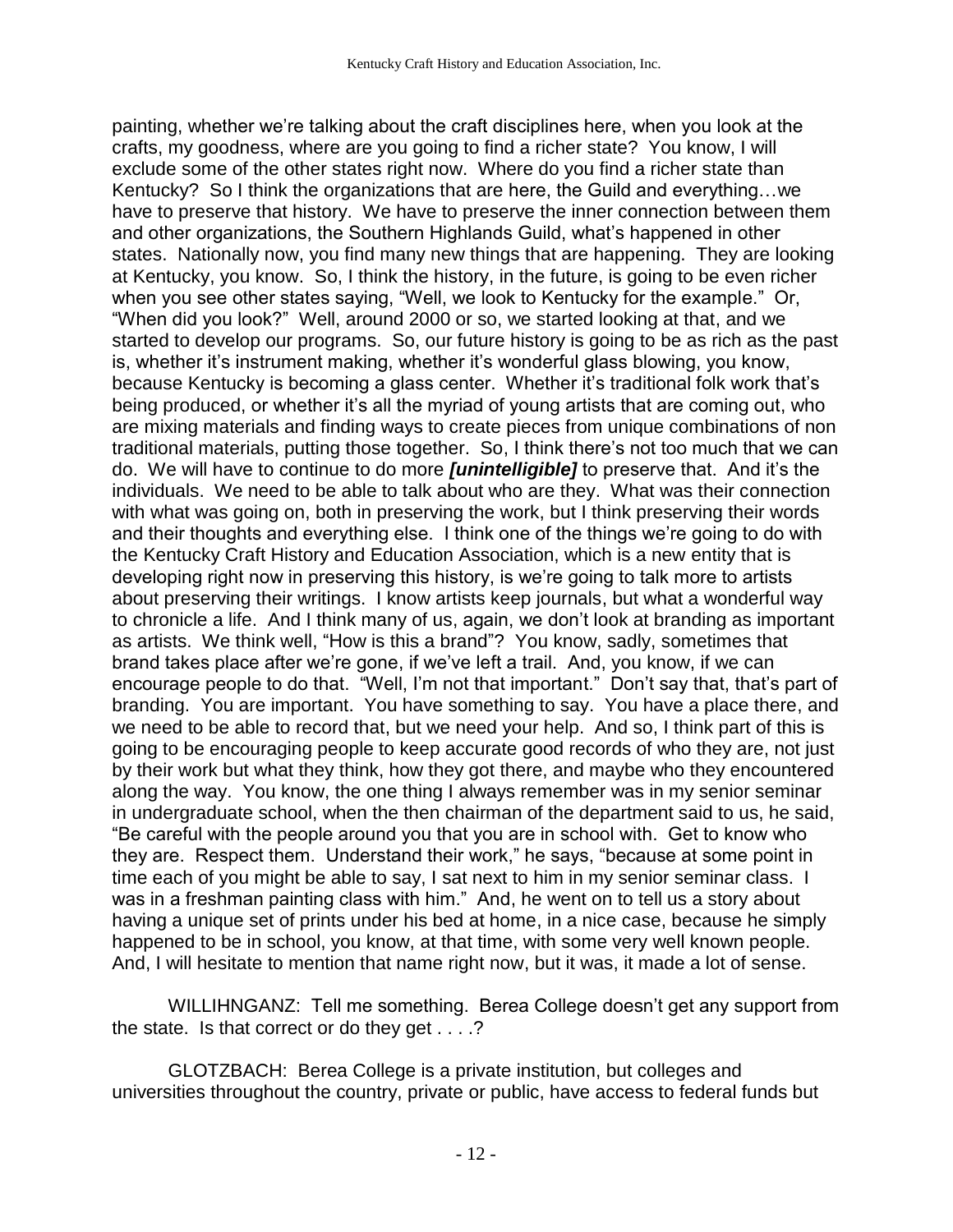painting, whether we're talking about the craft disciplines here, when you look at the crafts, my goodness, where are you going to find a richer state? You know, I will exclude some of the other states right now. Where do you find a richer state than Kentucky? So I think the organizations that are here, the Guild and everything…we have to preserve that history. We have to preserve the inner connection between them and other organizations, the Southern Highlands Guild, what's happened in other states. Nationally now, you find many new things that are happening. They are looking at Kentucky, you know. So, I think the history, in the future, is going to be even richer when you see other states saying, "Well, we look to Kentucky for the example." Or, "When did you look?" Well, around 2000 or so, we started looking at that, and we started to develop our programs. So, our future history is going to be as rich as the past is, whether it's instrument making, whether it's wonderful glass blowing, you know, because Kentucky is becoming a glass center. Whether it's traditional folk work that's being produced, or whether it's all the myriad of young artists that are coming out, who are mixing materials and finding ways to create pieces from unique combinations of non traditional materials, putting those together. So, I think there's not too much that we can do. We will have to continue to do more ***[unintelligible]*** to preserve that. And it's the individuals. We need to be able to talk about who are they. What was their connection with what was going on, both in preserving the work, but I think preserving their words and their thoughts and everything else. I think one of the things we're going to do with the Kentucky Craft History and Education Association, which is a new entity that is developing right now in preserving this history, is we're going to talk more to artists about preserving their writings. I know artists keep journals, but what a wonderful way to chronicle a life. And I think many of us, again, we don't look at branding as important as artists. We think well, "How is this a brand"? You know, sadly, sometimes that brand takes place after we're gone, if we've left a trail. And, you know, if we can encourage people to do that. "Well, I'm not that important." Don't say that, that's part of branding. You are important. You have something to say. You have a place there, and we need to be able to record that, but we need your help. And so, I think part of this is going to be encouraging people to keep accurate good records of who they are, not just by their work but what they think, how they got there, and maybe who they encountered along the way. You know, the one thing I always remember was in my senior seminar in undergraduate school, when the then chairman of the department said to us, he said, "Be careful with the people around you that you are in school with. Get to know who they are. Respect them. Understand their work," he says, "because at some point in time each of you might be able to say, I sat next to him in my senior seminar class. I was in a freshman painting class with him." And, he went on to tell us a story about having a unique set of prints under his bed at home, in a nice case, because he simply happened to be in school, you know, at that time, with some very well known people. And, I will hesitate to mention that name right now, but it was, it made a lot of sense.

WILLIHNGANZ: Tell me something. Berea College doesn't get any support from the state. Is that correct or do they get . . . .?

GLOTZBACH: Berea College is a private institution, but colleges and universities throughout the country, private or public, have access to federal funds but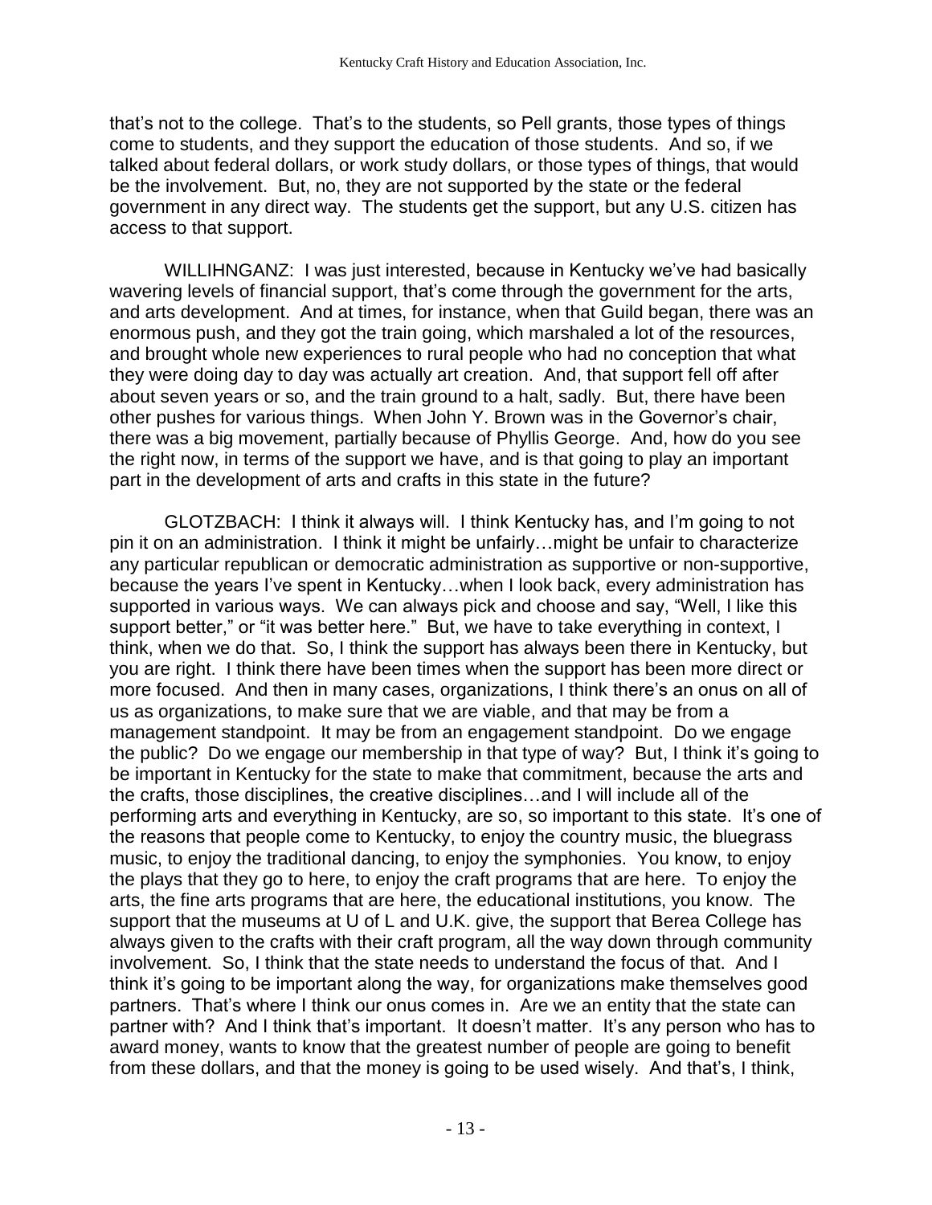that's not to the college. That's to the students, so Pell grants, those types of things come to students, and they support the education of those students. And so, if we talked about federal dollars, or work study dollars, or those types of things, that would be the involvement. But, no, they are not supported by the state or the federal government in any direct way. The students get the support, but any U.S. citizen has access to that support.

WILLIHNGANZ: I was just interested, because in Kentucky we've had basically wavering levels of financial support, that's come through the government for the arts, and arts development. And at times, for instance, when that Guild began, there was an enormous push, and they got the train going, which marshaled a lot of the resources, and brought whole new experiences to rural people who had no conception that what they were doing day to day was actually art creation. And, that support fell off after about seven years or so, and the train ground to a halt, sadly. But, there have been other pushes for various things. When John Y. Brown was in the Governor's chair, there was a big movement, partially because of Phyllis George. And, how do you see the right now, in terms of the support we have, and is that going to play an important part in the development of arts and crafts in this state in the future?

GLOTZBACH: I think it always will. I think Kentucky has, and I'm going to not pin it on an administration. I think it might be unfairly…might be unfair to characterize any particular republican or democratic administration as supportive or non-supportive, because the years I've spent in Kentucky…when I look back, every administration has supported in various ways. We can always pick and choose and say, "Well, I like this support better," or "it was better here." But, we have to take everything in context, I think, when we do that. So, I think the support has always been there in Kentucky, but you are right. I think there have been times when the support has been more direct or more focused. And then in many cases, organizations, I think there's an onus on all of us as organizations, to make sure that we are viable, and that may be from a management standpoint. It may be from an engagement standpoint. Do we engage the public? Do we engage our membership in that type of way? But, I think it's going to be important in Kentucky for the state to make that commitment, because the arts and the crafts, those disciplines, the creative disciplines…and I will include all of the performing arts and everything in Kentucky, are so, so important to this state. It's one of the reasons that people come to Kentucky, to enjoy the country music, the bluegrass music, to enjoy the traditional dancing, to enjoy the symphonies. You know, to enjoy the plays that they go to here, to enjoy the craft programs that are here. To enjoy the arts, the fine arts programs that are here, the educational institutions, you know. The support that the museums at U of L and U.K. give, the support that Berea College has always given to the crafts with their craft program, all the way down through community involvement. So, I think that the state needs to understand the focus of that. And I think it's going to be important along the way, for organizations make themselves good partners. That's where I think our onus comes in. Are we an entity that the state can partner with? And I think that's important. It doesn't matter. It's any person who has to award money, wants to know that the greatest number of people are going to benefit from these dollars, and that the money is going to be used wisely. And that's, I think,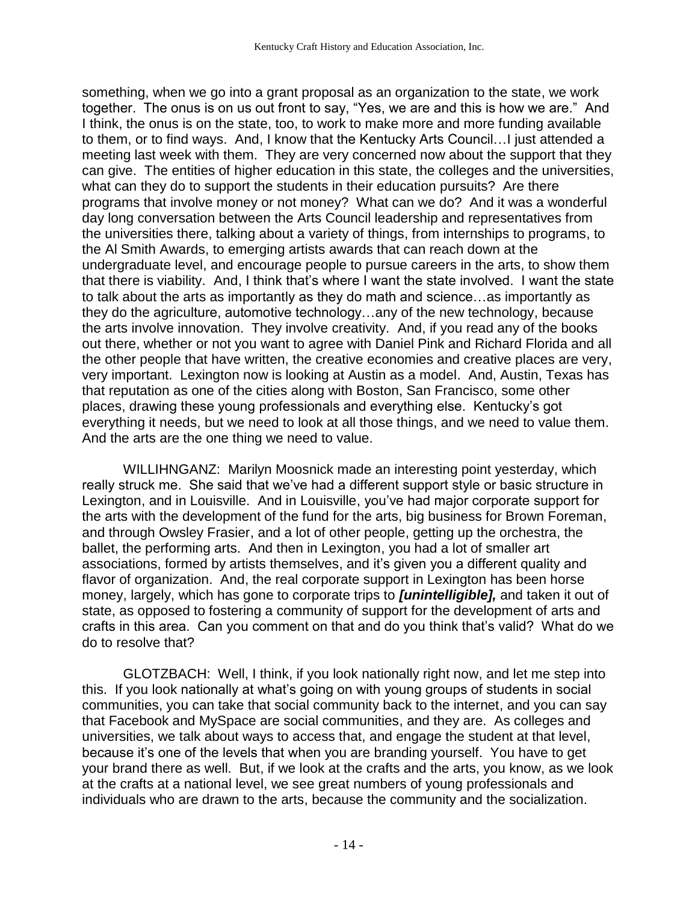something, when we go into a grant proposal as an organization to the state, we work together. The onus is on us out front to say, "Yes, we are and this is how we are." And I think, the onus is on the state, too, to work to make more and more funding available to them, or to find ways. And, I know that the Kentucky Arts Council…I just attended a meeting last week with them. They are very concerned now about the support that they can give. The entities of higher education in this state, the colleges and the universities, what can they do to support the students in their education pursuits? Are there programs that involve money or not money? What can we do? And it was a wonderful day long conversation between the Arts Council leadership and representatives from the universities there, talking about a variety of things, from internships to programs, to the Al Smith Awards, to emerging artists awards that can reach down at the undergraduate level, and encourage people to pursue careers in the arts, to show them that there is viability. And, I think that's where I want the state involved. I want the state to talk about the arts as importantly as they do math and science…as importantly as they do the agriculture, automotive technology…any of the new technology, because the arts involve innovation. They involve creativity. And, if you read any of the books out there, whether or not you want to agree with Daniel Pink and Richard Florida and all the other people that have written, the creative economies and creative places are very, very important. Lexington now is looking at Austin as a model. And, Austin, Texas has that reputation as one of the cities along with Boston, San Francisco, some other places, drawing these young professionals and everything else. Kentucky's got everything it needs, but we need to look at all those things, and we need to value them. And the arts are the one thing we need to value.

WILLIHNGANZ: Marilyn Moosnick made an interesting point yesterday, which really struck me. She said that we've had a different support style or basic structure in Lexington, and in Louisville. And in Louisville, you've had major corporate support for the arts with the development of the fund for the arts, big business for Brown Foreman, and through Owsley Frasier, and a lot of other people, getting up the orchestra, the ballet, the performing arts. And then in Lexington, you had a lot of smaller art associations, formed by artists themselves, and it's given you a different quality and flavor of organization. And, the real corporate support in Lexington has been horse money, largely, which has gone to corporate trips to ***[unintelligible],*** and taken it out of state, as opposed to fostering a community of support for the development of arts and crafts in this area. Can you comment on that and do you think that's valid? What do we do to resolve that?

GLOTZBACH: Well, I think, if you look nationally right now, and let me step into this. If you look nationally at what's going on with young groups of students in social communities, you can take that social community back to the internet, and you can say that Facebook and MySpace are social communities, and they are. As colleges and universities, we talk about ways to access that, and engage the student at that level, because it's one of the levels that when you are branding yourself. You have to get your brand there as well. But, if we look at the crafts and the arts, you know, as we look at the crafts at a national level, we see great numbers of young professionals and individuals who are drawn to the arts, because the community and the socialization.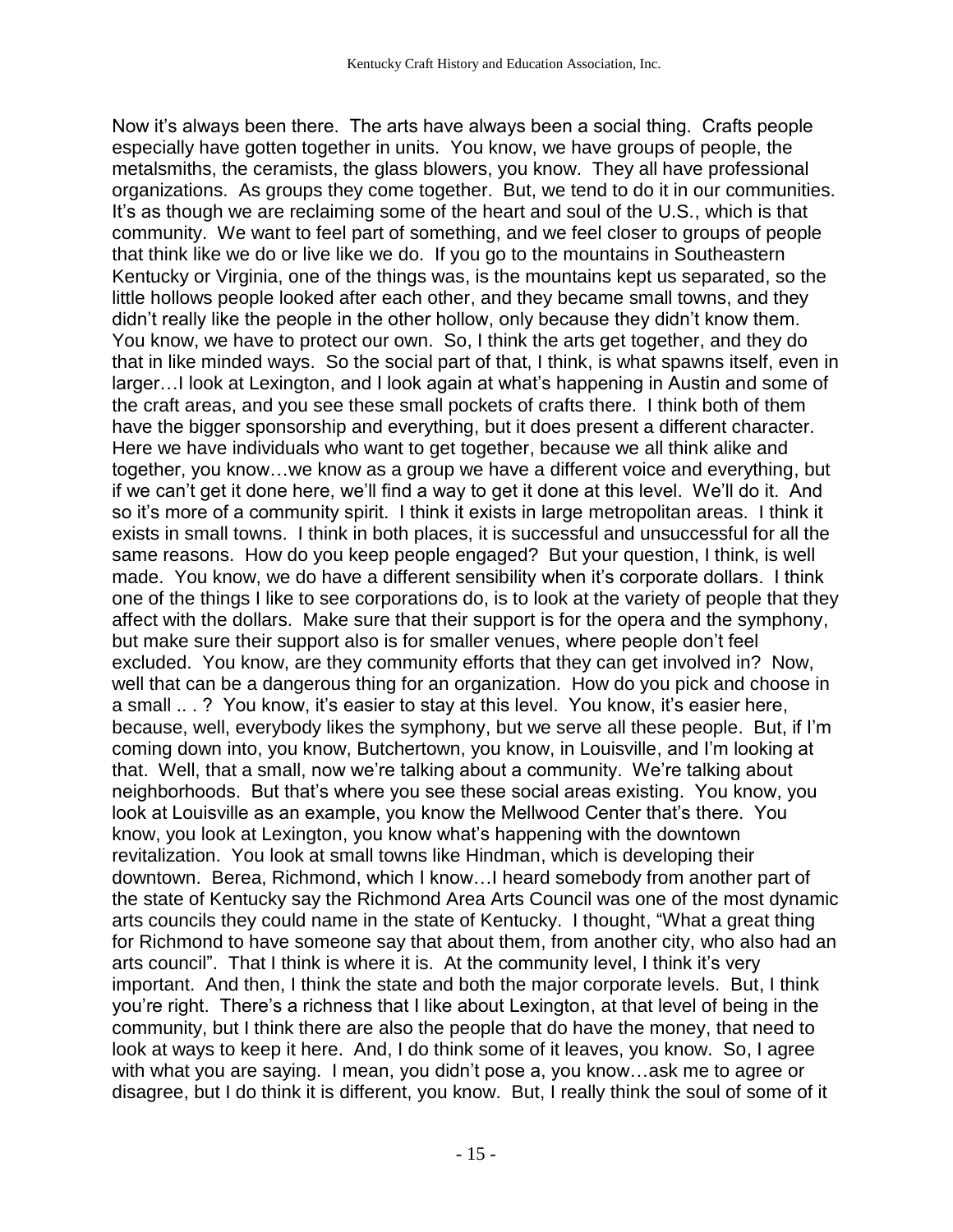Now it's always been there. The arts have always been a social thing. Crafts people especially have gotten together in units. You know, we have groups of people, the metalsmiths, the ceramists, the glass blowers, you know. They all have professional organizations. As groups they come together. But, we tend to do it in our communities. It's as though we are reclaiming some of the heart and soul of the U.S., which is that community. We want to feel part of something, and we feel closer to groups of people that think like we do or live like we do. If you go to the mountains in Southeastern Kentucky or Virginia, one of the things was, is the mountains kept us separated, so the little hollows people looked after each other, and they became small towns, and they didn't really like the people in the other hollow, only because they didn't know them. You know, we have to protect our own. So, I think the arts get together, and they do that in like minded ways. So the social part of that, I think, is what spawns itself, even in larger…I look at Lexington, and I look again at what's happening in Austin and some of the craft areas, and you see these small pockets of crafts there. I think both of them have the bigger sponsorship and everything, but it does present a different character. Here we have individuals who want to get together, because we all think alike and together, you know…we know as a group we have a different voice and everything, but if we can't get it done here, we'll find a way to get it done at this level. We'll do it. And so it's more of a community spirit. I think it exists in large metropolitan areas. I think it exists in small towns. I think in both places, it is successful and unsuccessful for all the same reasons. How do you keep people engaged? But your question, I think, is well made. You know, we do have a different sensibility when it's corporate dollars. I think one of the things I like to see corporations do, is to look at the variety of people that they affect with the dollars. Make sure that their support is for the opera and the symphony, but make sure their support also is for smaller venues, where people don't feel excluded. You know, are they community efforts that they can get involved in? Now, well that can be a dangerous thing for an organization. How do you pick and choose in a small .. . ? You know, it's easier to stay at this level. You know, it's easier here, because, well, everybody likes the symphony, but we serve all these people. But, if I'm coming down into, you know, Butchertown, you know, in Louisville, and I'm looking at that. Well, that a small, now we're talking about a community. We're talking about neighborhoods. But that's where you see these social areas existing. You know, you look at Louisville as an example, you know the Mellwood Center that's there. You know, you look at Lexington, you know what's happening with the downtown revitalization. You look at small towns like Hindman, which is developing their downtown. Berea, Richmond, which I know…I heard somebody from another part of the state of Kentucky say the Richmond Area Arts Council was one of the most dynamic arts councils they could name in the state of Kentucky. I thought, "What a great thing for Richmond to have someone say that about them, from another city, who also had an arts council". That I think is where it is. At the community level, I think it's very important. And then, I think the state and both the major corporate levels. But, I think you're right. There's a richness that I like about Lexington, at that level of being in the community, but I think there are also the people that do have the money, that need to look at ways to keep it here. And, I do think some of it leaves, you know. So, I agree with what you are saying. I mean, you didn't pose a, you know…ask me to agree or disagree, but I do think it is different, you know. But, I really think the soul of some of it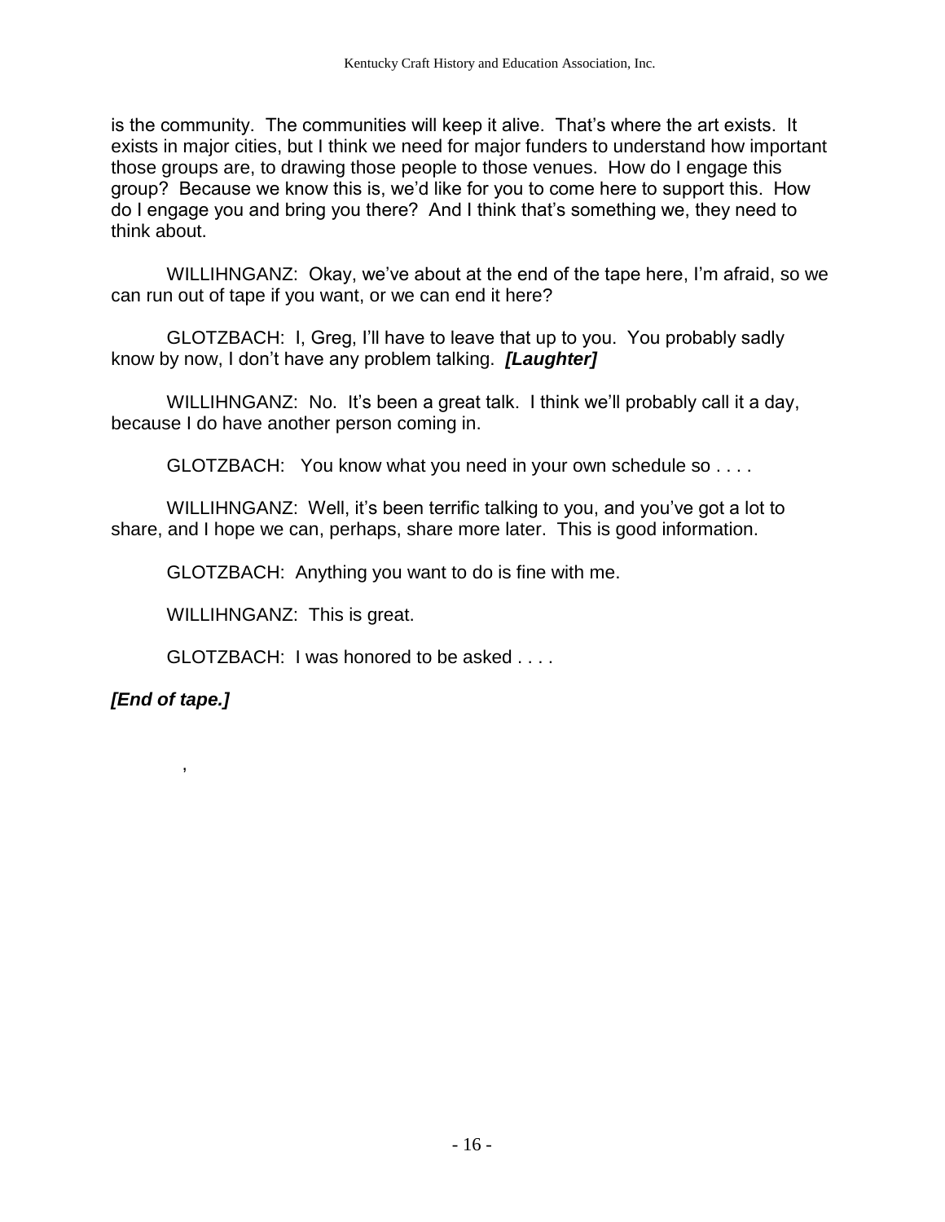is the community. The communities will keep it alive. That's where the art exists. It exists in major cities, but I think we need for major funders to understand how important those groups are, to drawing those people to those venues. How do I engage this group? Because we know this is, we'd like for you to come here to support this. How do I engage you and bring you there? And I think that's something we, they need to think about.

WILLIHNGANZ: Okay, we've about at the end of the tape here, I'm afraid, so we can run out of tape if you want, or we can end it here?

GLOTZBACH: I, Greg, I'll have to leave that up to you. You probably sadly know by now, I don't have any problem talking. ***[Laughter]***

WILLIHNGANZ: No. It's been a great talk. I think we'll probably call it a day, because I do have another person coming in.

GLOTZBACH: You know what you need in your own schedule so . . . .

WILLIHNGANZ: Well, it's been terrific talking to you, and you've got a lot to share, and I hope we can, perhaps, share more later. This is good information.

GLOTZBACH: Anything you want to do is fine with me.

WILLIHNGANZ: This is great.

GLOTZBACH: I was honored to be asked . . . .

***[End of tape.]***

,